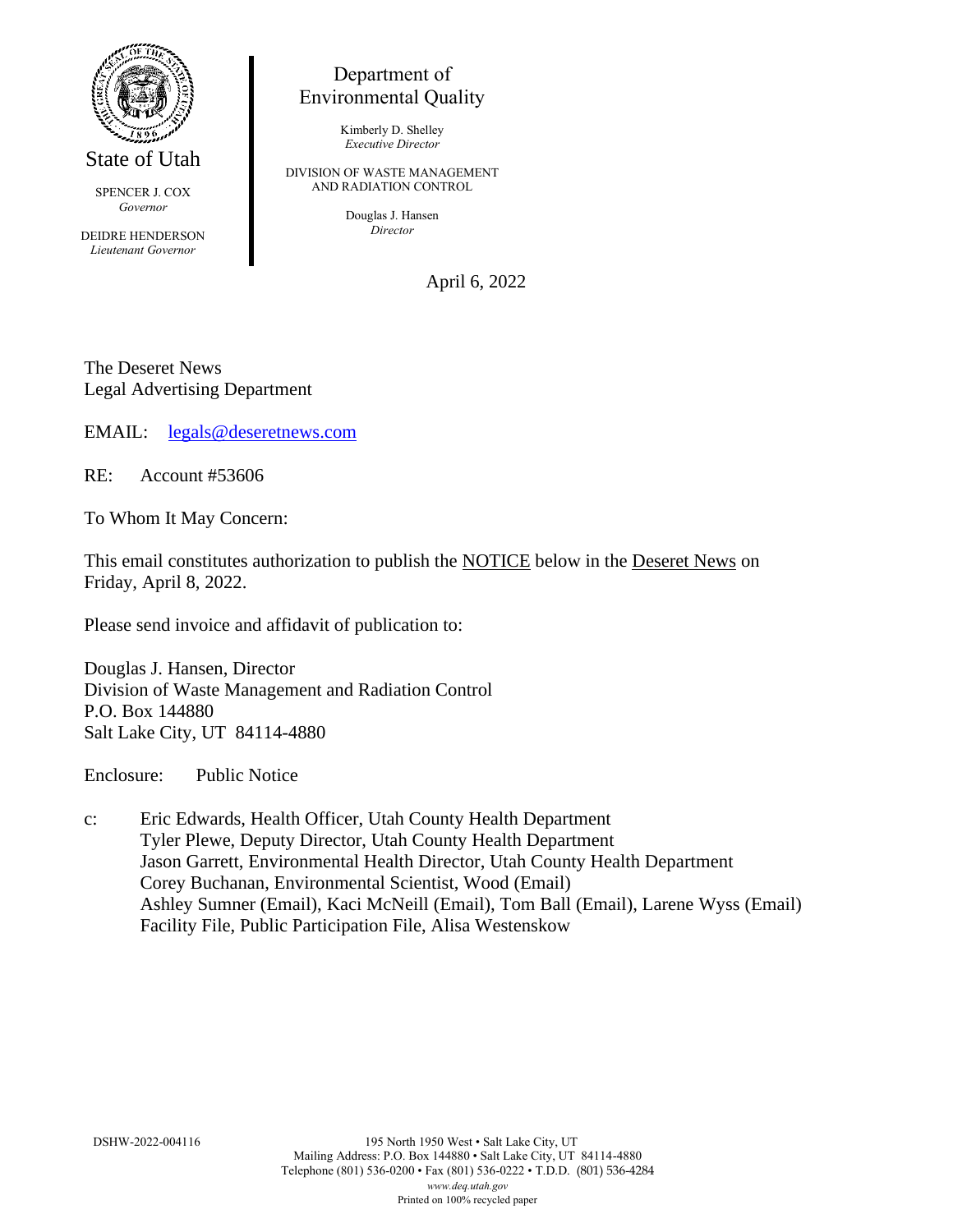State of Utah

SPENCER J. COX
*Governor*

DEIDRE HENDERSON
*Lieutenant Governor*

Department of
Environmental Quality

Kimberly D. Shelley
*Executive Director*

DIVISION OF WASTE MANAGEMENT
AND RADIATION CONTROL

Douglas J. Hansen
*Director*

April 6, 2022

The Deseret News
Legal Advertising Department

EMAIL: legals@deseretnews.com

RE: Account #53606

To Whom It May Concern:

This email constitutes authorization to publish the NOTICE below in the Deseret News on Friday, April 8, 2022.

Please send invoice and affidavit of publication to:

Douglas J. Hansen, Director
Division of Waste Management and Radiation Control
P.O. Box 144880
Salt Lake City, UT 84114-4880

Enclosure: Public Notice

c: Eric Edwards, Health Officer, Utah County Health Department
Tyler Plewe, Deputy Director, Utah County Health Department
Jason Garrett, Environmental Health Director, Utah County Health Department
Corey Buchanan, Environmental Scientist, Wood (Email)
Ashley Sumner (Email), Kaci McNeill (Email), Tom Ball (Email), Larene Wyss (Email)
Facility File, Public Participation File, Alisa Westenskow

DSHW-2022-004116

195 North 1950 West • Salt Lake City, UT
Mailing Address: P.O. Box 144880 • Salt Lake City, UT 84114-4880
Telephone (801) 536-0200 • Fax (801) 536-0222 • T.D.D. (801) 536-4284
*www.deq.utah.gov*
Printed on 100% recycled paper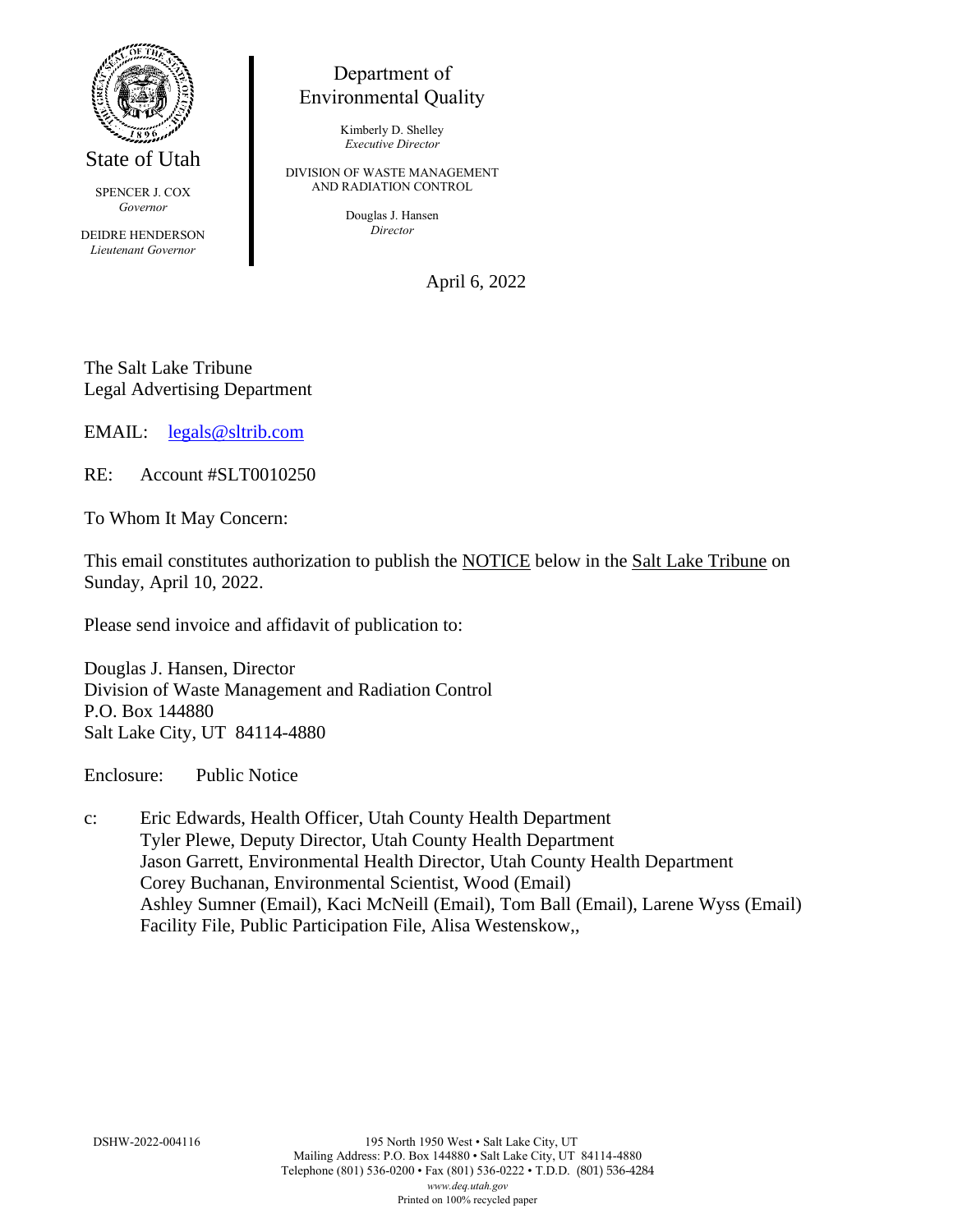State of Utah

SPENCER J. COX
*Governor*

DEIDRE HENDERSON
*Lieutenant Governor*

Department of
Environmental Quality

Kimberly D. Shelley
*Executive Director*

DIVISION OF WASTE MANAGEMENT
AND RADIATION CONTROL

Douglas J. Hansen
*Director*

April 6, 2022

The Salt Lake Tribune
Legal Advertising Department

EMAIL: legals@sltrib.com

RE: Account #SLT0010250

To Whom It May Concern:

This email constitutes authorization to publish the NOTICE below in the Salt Lake Tribune on Sunday, April 10, 2022.

Please send invoice and affidavit of publication to:

Douglas J. Hansen, Director
Division of Waste Management and Radiation Control
P.O. Box 144880
Salt Lake City, UT 84114-4880

Enclosure: Public Notice

c: Eric Edwards, Health Officer, Utah County Health Department
Tyler Plewe, Deputy Director, Utah County Health Department
Jason Garrett, Environmental Health Director, Utah County Health Department
Corey Buchanan, Environmental Scientist, Wood (Email)
Ashley Sumner (Email), Kaci McNeill (Email), Tom Ball (Email), Larene Wyss (Email)
Facility File, Public Participation File, Alisa Westenskow,,

DSHW-2022-004116

195 North 1950 West • Salt Lake City, UT
Mailing Address: P.O. Box 144880 • Salt Lake City, UT 84114-4880
Telephone (801) 536-0200 • Fax (801) 536-0222 • T.D.D. (801) 536-4284
*www.deq.utah.gov*
Printed on 100% recycled paper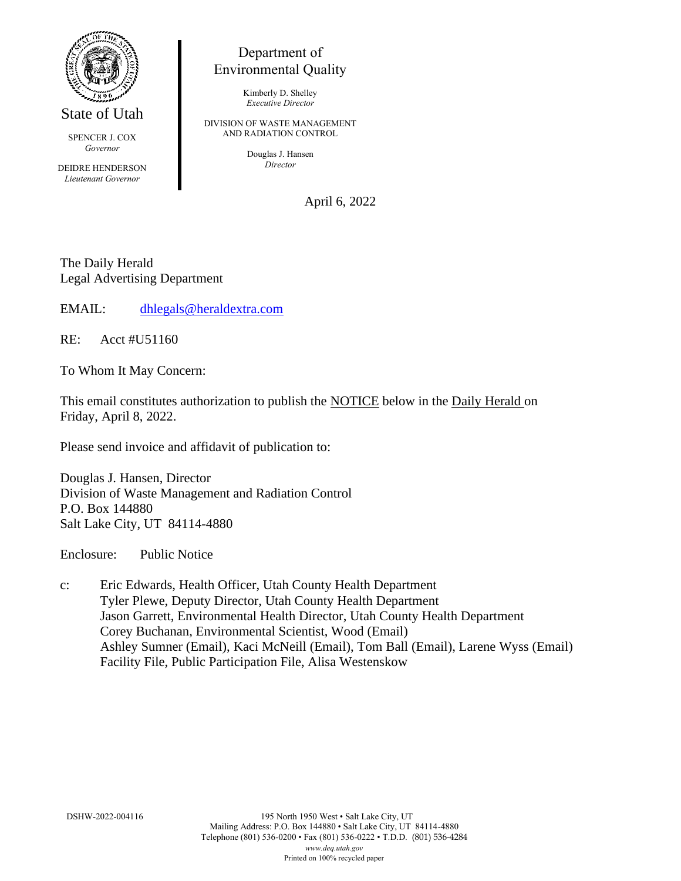State of Utah

SPENCER J. COX
*Governor*

DEIDRE HENDERSON
*Lieutenant Governor*

Department of
Environmental Quality

Kimberly D. Shelley
*Executive Director*

DIVISION OF WASTE MANAGEMENT
AND RADIATION CONTROL

Douglas J. Hansen
*Director*

April 6, 2022

The Daily Herald
Legal Advertising Department

EMAIL: dhlegals@heraldextra.com

RE: Acct #U51160

To Whom It May Concern:

This email constitutes authorization to publish the NOTICE below in the Daily Herald on Friday, April 8, 2022.

Please send invoice and affidavit of publication to:

Douglas J. Hansen, Director
Division of Waste Management and Radiation Control
P.O. Box 144880
Salt Lake City, UT 84114-4880

Enclosure: Public Notice

c: Eric Edwards, Health Officer, Utah County Health Department
Tyler Plewe, Deputy Director, Utah County Health Department
Jason Garrett, Environmental Health Director, Utah County Health Department
Corey Buchanan, Environmental Scientist, Wood (Email)
Ashley Sumner (Email), Kaci McNeill (Email), Tom Ball (Email), Larene Wyss (Email)
Facility File, Public Participation File, Alisa Westenskow

DSHW-2022-004116

195 North 1950 West • Salt Lake City, UT
Mailing Address: P.O. Box 144880 • Salt Lake City, UT 84114-4880
Telephone (801) 536-0200 • Fax (801) 536-0222 • T.D.D. (801) 536-4284
*www.deq.utah.gov*
Printed on 100% recycled paper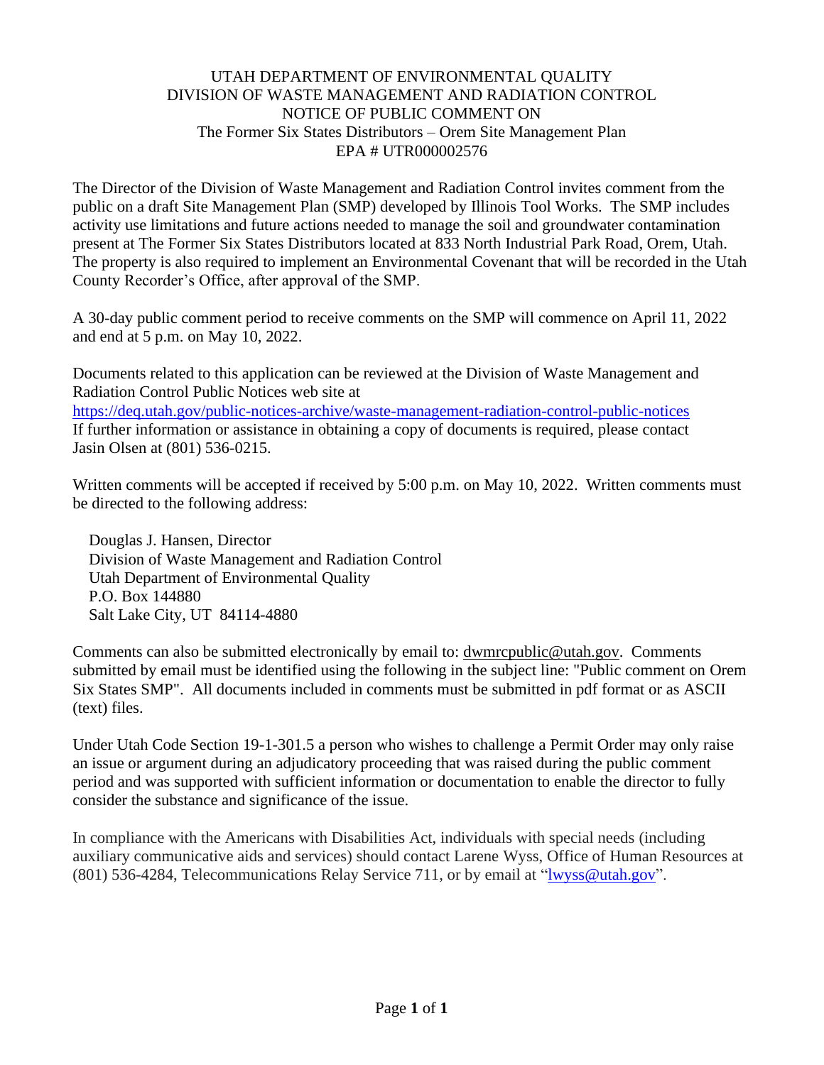# UTAH DEPARTMENT OF ENVIRONMENTAL QUALITY
# DIVISION OF WASTE MANAGEMENT AND RADIATION CONTROL
# NOTICE OF PUBLIC COMMENT ON
## The Former Six States Distributors – Orem Site Management Plan
## EPA # UTR000002576

The Director of the Division of Waste Management and Radiation Control invites comment from the public on a draft Site Management Plan (SMP) developed by Illinois Tool Works. The SMP includes activity use limitations and future actions needed to manage the soil and groundwater contamination present at The Former Six States Distributors located at 833 North Industrial Park Road, Orem, Utah. The property is also required to implement an Environmental Covenant that will be recorded in the Utah County Recorder's Office, after approval of the SMP.

A 30-day public comment period to receive comments on the SMP will commence on April 11, 2022 and end at 5 p.m. on May 10, 2022.

Documents related to this application can be reviewed at the Division of Waste Management and Radiation Control Public Notices web site at
https://deq.utah.gov/public-notices-archive/waste-management-radiation-control-public-notices
If further information or assistance in obtaining a copy of documents is required, please contact Jasin Olsen at (801) 536-0215.

Written comments will be accepted if received by 5:00 p.m. on May 10, 2022. Written comments must be directed to the following address:

Douglas J. Hansen, Director
Division of Waste Management and Radiation Control
Utah Department of Environmental Quality
P.O. Box 144880
Salt Lake City, UT 84114-4880

Comments can also be submitted electronically by email to: dwmrcpublic@utah.gov. Comments submitted by email must be identified using the following in the subject line: "Public comment on Orem Six States SMP". All documents included in comments must be submitted in pdf format or as ASCII (text) files.

Under Utah Code Section 19-1-301.5 a person who wishes to challenge a Permit Order may only raise an issue or argument during an adjudicatory proceeding that was raised during the public comment period and was supported with sufficient information or documentation to enable the director to fully consider the substance and significance of the issue.

In compliance with the Americans with Disabilities Act, individuals with special needs (including auxiliary communicative aids and services) should contact Larene Wyss, Office of Human Resources at (801) 536-4284, Telecommunications Relay Service 711, or by email at "lwyss@utah.gov".